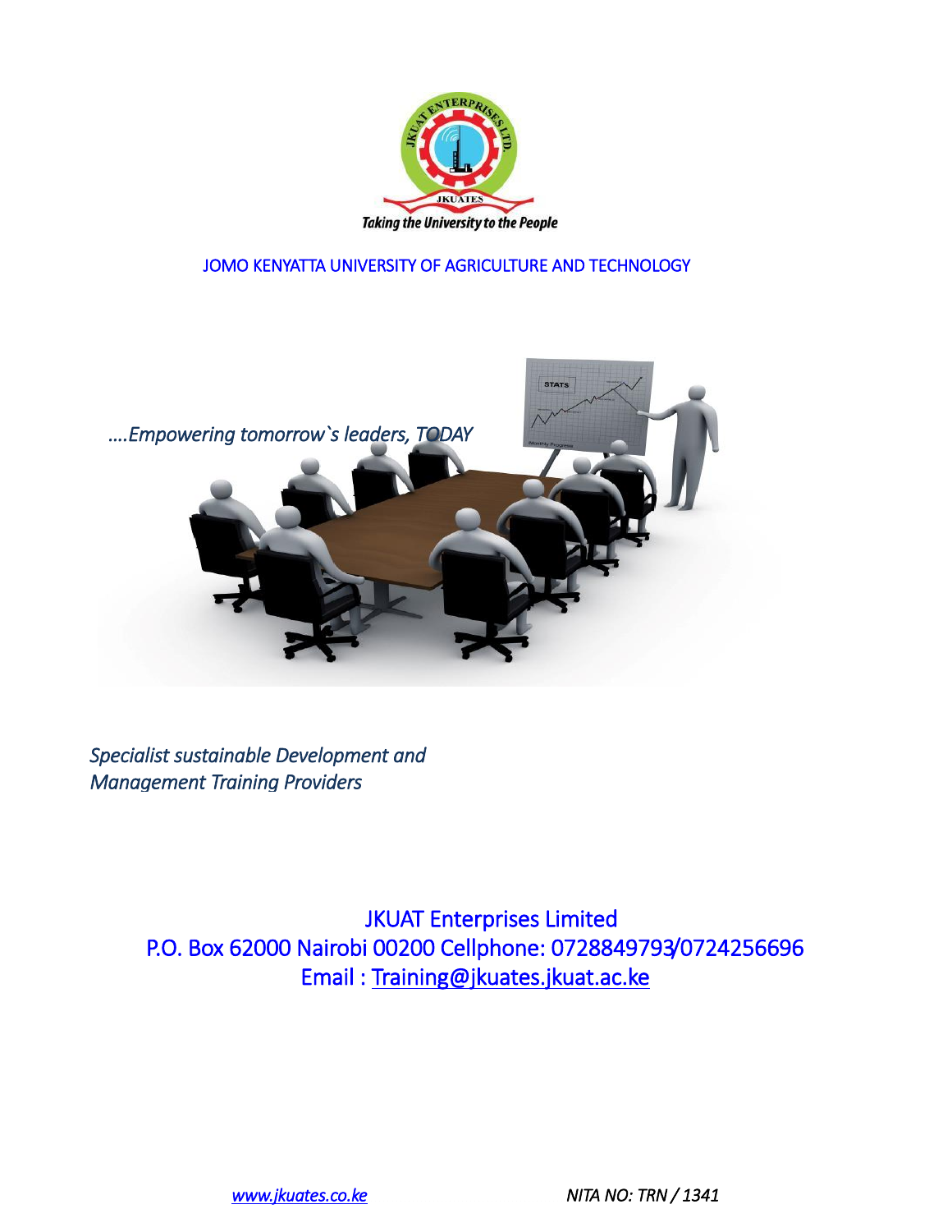Taking the University to the People

JOMO KENYATTA UNIVERSITY OF AGRICULTURE AND TECHNOLOGY

*….Empowering tomorrow`s leaders, TODAY*

*Specialist sustainable Development and Management Training Providers*

JKUAT Enterprises Limited
P.O. Box 62000 Nairobi 00200 Cellphone: 0728849793/0724256696
Email : Training@jkuates.jkuat.ac.ke

*www.jkuates.co.ke* *NITA NO: TRN / 1341*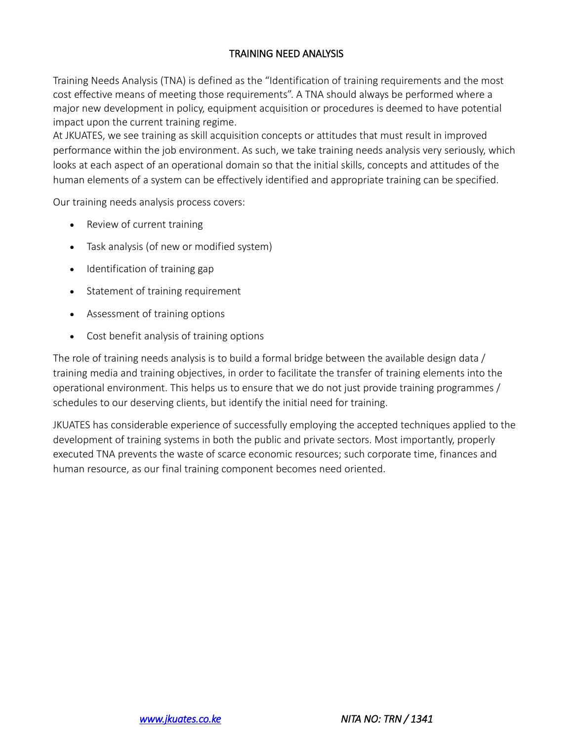# TRAINING NEED ANALYSIS

Training Needs Analysis (TNA) is defined as the "Identification of training requirements and the most cost effective means of meeting those requirements". A TNA should always be performed where a major new development in policy, equipment acquisition or procedures is deemed to have potential impact upon the current training regime.
At JKUATES, we see training as skill acquisition concepts or attitudes that must result in improved performance within the job environment. As such, we take training needs analysis very seriously, which looks at each aspect of an operational domain so that the initial skills, concepts and attitudes of the human elements of a system can be effectively identified and appropriate training can be specified.

Our training needs analysis process covers:

- Review of current training
- Task analysis (of new or modified system)
- Identification of training gap
- Statement of training requirement
- Assessment of training options
- Cost benefit analysis of training options

The role of training needs analysis is to build a formal bridge between the available design data / training media and training objectives, in order to facilitate the transfer of training elements into the operational environment. This helps us to ensure that we do not just provide training programmes / schedules to our deserving clients, but identify the initial need for training.

JKUATES has considerable experience of successfully employing the accepted techniques applied to the development of training systems in both the public and private sectors. Most importantly, properly executed TNA prevents the waste of scarce economic resources; such corporate time, finances and human resource, as our final training component becomes need oriented.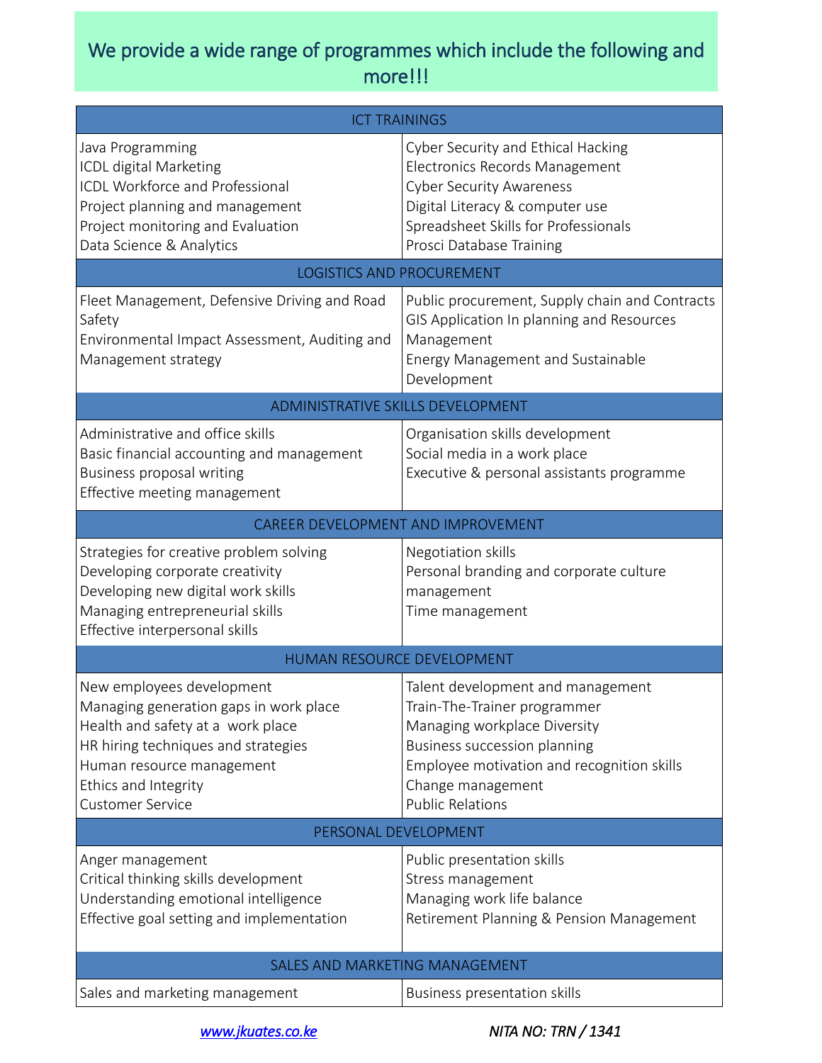## We provide a wide range of programmes which include the following and more!!!

| ICT TRAININGS | |
|---|---|
| Java Programming<br>ICDL digital Marketing<br>ICDL Workforce and Professional<br>Project planning and management<br>Project monitoring and Evaluation<br>Data Science & Analytics | Cyber Security and Ethical Hacking<br>Electronics Records Management<br>Cyber Security Awareness<br>Digital Literacy & computer use<br>Spreadsheet Skills for Professionals<br>Prosci Database Training |
| **LOGISTICS AND PROCUREMENT** | |
| Fleet Management, Defensive Driving and Road Safety<br>Environmental Impact Assessment, Auditing and Management strategy | Public procurement, Supply chain and Contracts<br>GIS Application In planning and Resources Management<br>Energy Management and Sustainable Development |
| **ADMINISTRATIVE SKILLS DEVELOPMENT** | |
| Administrative and office skills<br>Basic financial accounting and management<br>Business proposal writing<br>Effective meeting management | Organisation skills development<br>Social media in a work place<br>Executive & personal assistants programme |
| **CAREER DEVELOPMENT AND IMPROVEMENT** | |
| Strategies for creative problem solving<br>Developing corporate creativity<br>Developing new digital work skills<br>Managing entrepreneurial skills<br>Effective interpersonal skills | Negotiation skills<br>Personal branding and corporate culture management<br>Time management |
| **HUMAN RESOURCE DEVELOPMENT** | |
| New employees development<br>Managing generation gaps in work place<br>Health and safety at a work place<br>HR hiring techniques and strategies<br>Human resource management<br>Ethics and Integrity<br>Customer Service | Talent development and management<br>Train-The-Trainer programmer<br>Managing workplace Diversity<br>Business succession planning<br>Employee motivation and recognition skills<br>Change management<br>Public Relations |
| **PERSONAL DEVELOPMENT** | |
| Anger management<br>Critical thinking skills development<br>Understanding emotional intelligence<br>Effective goal setting and implementation | Public presentation skills<br>Stress management<br>Managing work life balance<br>Retirement Planning & Pension Management |
| **SALES AND MARKETING MANAGEMENT** | |
| Sales and marketing management | Business presentation skills |

[www.jkuates.co.ke](http://www.jkuates.co.ke) *NITA NO: TRN / 1341*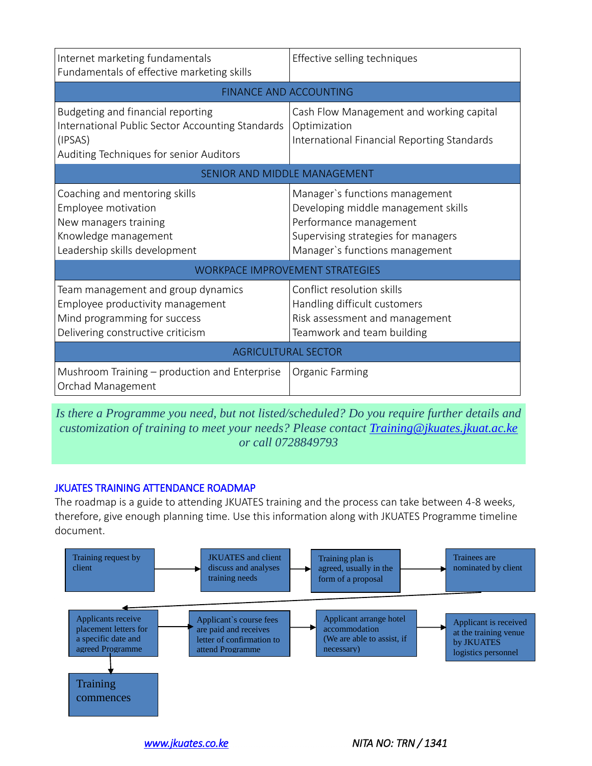| | |
|---|---|
| Internet marketing fundamentals<br>Fundamentals of effective marketing skills | Effective selling techniques |
| **FINANCE AND ACCOUNTING** | |
| Budgeting and financial reporting<br>International Public Sector Accounting Standards (IPSAS)<br>Auditing Techniques for senior Auditors | Cash Flow Management and working capital Optimization<br>International Financial Reporting Standards |
| **SENIOR AND MIDDLE MANAGEMENT** | |
| Coaching and mentoring skills<br>Employee motivation<br>New managers training<br>Knowledge management<br>Leadership skills development | Manager`s functions management<br>Developing middle management skills<br>Performance management<br>Supervising strategies for managers<br>Manager`s functions management |
| **WORKPACE IMPROVEMENT STRATEGIES** | |
| Team management and group dynamics<br>Employee productivity management<br>Mind programming for success<br>Delivering constructive criticism | Conflict resolution skills<br>Handling difficult customers<br>Risk assessment and management<br>Teamwork and team building |
| **AGRICULTURAL SECTOR** | |
| Mushroom Training – production and Enterprise<br>Orchad Management | Organic Farming |

*Is there a Programme you need, but not listed/scheduled? Do you require further details and customization of training to meet your needs? Please contact [Training@jkuates.jkuat.ac.ke](mailto:Training@jkuates.jkuat.ac.ke) or call 0728849793*

## JKUATES TRAINING ATTENDANCE ROADMAP

The roadmap is a guide to attending JKUATES training and the process can take between 4-8 weeks, therefore, give enough planning time. Use this information along with JKUATES Programme timeline document.

Training request by client → JKUATES and client discuss and analyses training needs → Training plan is agreed, usually in the form of a proposal → Trainees are nominated by client → Applicants receive placement letters for a specific date and agreed Programme → Applicant`s course fees are paid and receives letter of confirmation to attend Programme → Applicant arrange hotel accommodation (We are able to assist, if necessary) → Applicant is received at the training venue by JKUATES logistics personnel

Applicants receive placement letters for a specific date and agreed Programme → Training commences

[www.jkuates.co.ke](http://www.jkuates.co.ke) NITA NO: TRN / 1341